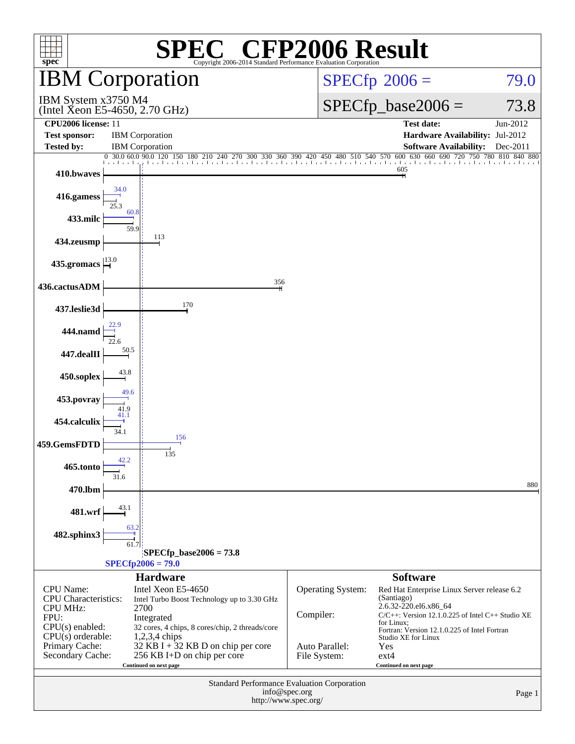# SPEC CFP2006 Result

Copyright 2006-2014 Standard Performance Evaluation Corporation

## IBM Corporation

IBM System x3750 M4
(Intel Xeon E5-4650, 2.70 GHz)

SPECfp 2006 = 79.0

SPECfp_base2006 = 73.8

| | | | |
|---|---|---|---|
| **CPU2006 license:** | 11 | **Test date:** | Jun-2012 |
| **Test sponsor:** | IBM Corporation | **Hardware Availability:** | Jul-2012 |
| **Tested by:** | IBM Corporation | **Software Availability:** | Dec-2011 |

| Benchmark | Peak | Base |
|---|---|---|
| 410.bwaves | | 605 |
| 416.gamess | 34.0 | 25.3 |
| 433.milc | 60.8 | 59.9 |
| 434.zeusmp | | 113 |
| 435.gromacs | | 13.0 |
| 436.cactusADM | | 356 |
| 437.leslie3d | | 170 |
| 444.namd | 22.9 | 22.6 |
| 447.dealII | | 50.5 |
| 450.soplex | | 43.8 |
| 453.povray | 49.6 | 41.9 |
| 454.calculix | 41.1 | 34.1 |
| 459.GemsFDTD | 156 | 135 |
| 465.tonto | 42.2 | 31.6 |
| 470.lbm | | 880 |
| 481.wrf | | 43.1 |
| 482.sphinx3 | 63.2 | 61.7 |

SPECfp_base2006 = 73.8

SPECfp2006 = 79.0

### Hardware

| | |
|---|---|
| CPU Name: | Intel Xeon E5-4650 |
| CPU Characteristics: | Intel Turbo Boost Technology up to 3.30 GHz |
| CPU MHz: | 2700 |
| FPU: | Integrated |
| CPU(s) enabled: | 32 cores, 4 chips, 8 cores/chip, 2 threads/core |
| CPU(s) orderable: | 1,2,3,4 chips |
| Primary Cache: | 32 KB I + 32 KB D on chip per core |
| Secondary Cache: | 256 KB I+D on chip per core |

Continued on next page

### Software

| | |
|---|---|
| Operating System: | Red Hat Enterprise Linux Server release 6.2 (Santiago) 2.6.32-220.el6.x86_64 |
| Compiler: | C/C++: Version 12.1.0.225 of Intel C++ Studio XE for Linux; Fortran: Version 12.1.0.225 of Intel Fortran Studio XE for Linux |
| Auto Parallel: | Yes |
| File System: | ext4 |

Continued on next page

Standard Performance Evaluation Corporation
info@spec.org
http://www.spec.org/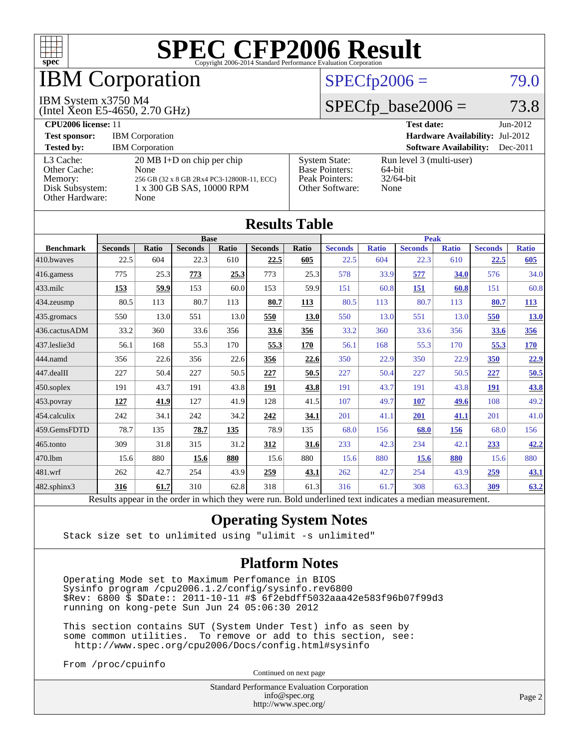# SPEC CFP2006 Result

Copyright 2006-2014 Standard Performance Evaluation Corporation

# IBM Corporation

IBM System x3750 M4
(Intel Xeon E5-4650, 2.70 GHz)

SPECfp2006 = 79.0

SPECfp_base2006 = 73.8

| | | | |
|---|---|---|---|
| **CPU2006 license:** 11 | | **Test date:** | Jun-2012 |
| **Test sponsor:** | IBM Corporation | **Hardware Availability:** | Jul-2012 |
| **Tested by:** | IBM Corporation | **Software Availability:** | Dec-2011 |

| | | | |
|---|---|---|---|
| L3 Cache: | 20 MB I+D on chip per chip | System State: | Run level 3 (multi-user) |
| Other Cache: | None | Base Pointers: | 64-bit |
| Memory: | 256 GB (32 x 8 GB 2Rx4 PC3-12800R-11, ECC) | Peak Pointers: | 32/64-bit |
| Disk Subsystem: | 1 x 300 GB SAS, 10000 RPM | Other Software: | None |
| Other Hardware: | None | | |

## Results Table

| Benchmark | Base | | | | | | Peak | | | | | |
|---|---|---|---|---|---|---|---|---|---|---|---|---|
| | Seconds | Ratio | Seconds | Ratio | Seconds | Ratio | Seconds | Ratio | Seconds | Ratio | Seconds | Ratio |
| 410.bwaves | 22.5 | 604 | 22.3 | 610 | **22.5** | **605** | 22.5 | 604 | 22.3 | 610 | **22.5** | **605** |
| 416.gamess | 775 | 25.3 | **773** | **25.3** | 773 | 25.3 | 578 | 33.9 | **577** | **34.0** | 576 | 34.0 |
| 433.milc | **153** | **59.9** | 153 | 60.0 | 153 | 59.9 | 151 | 60.8 | **151** | **60.8** | 151 | 60.8 |
| 434.zeusmp | 80.5 | 113 | 80.7 | 113 | **80.7** | **113** | 80.5 | 113 | 80.7 | 113 | **80.7** | **113** |
| 435.gromacs | 550 | 13.0 | 551 | 13.0 | **550** | **13.0** | 550 | 13.0 | 551 | 13.0 | **550** | **13.0** |
| 436.cactusADM | 33.2 | 360 | 33.6 | 356 | **33.6** | **356** | 33.2 | 360 | 33.6 | 356 | **33.6** | **356** |
| 437.leslie3d | 56.1 | 168 | 55.3 | 170 | **55.3** | **170** | 56.1 | 168 | 55.3 | 170 | **55.3** | **170** |
| 444.namd | 356 | 22.6 | 356 | 22.6 | **356** | **22.6** | 350 | 22.9 | 350 | 22.9 | **350** | **22.9** |
| 447.dealII | 227 | 50.4 | 227 | 50.5 | **227** | **50.5** | 227 | 50.4 | 227 | 50.5 | **227** | **50.5** |
| 450.soplex | 191 | 43.7 | 191 | 43.8 | **191** | **43.8** | 191 | 43.7 | 191 | 43.8 | **191** | **43.8** |
| 453.povray | **127** | **41.9** | 127 | 41.9 | 128 | 41.5 | 107 | 49.7 | **107** | **49.6** | 108 | 49.2 |
| 454.calculix | 242 | 34.1 | 242 | 34.2 | **242** | **34.1** | 201 | 41.1 | **201** | **41.1** | 201 | 41.0 |
| 459.GemsFDTD | 78.7 | 135 | **78.7** | **135** | 78.9 | 135 | 68.0 | 156 | **68.0** | **156** | 68.0 | 156 |
| 465.tonto | 309 | 31.8 | 315 | 31.2 | **312** | **31.6** | 233 | 42.3 | 234 | 42.1 | **233** | **42.2** |
| 470.lbm | 15.6 | 880 | **15.6** | **880** | 15.6 | 880 | 15.6 | 880 | **15.6** | **880** | 15.6 | 880 |
| 481.wrf | 262 | 42.7 | 254 | 43.9 | **259** | **43.1** | 262 | 42.7 | 254 | 43.9 | **259** | **43.1** |
| 482.sphinx3 | **316** | **61.7** | 310 | 62.8 | 318 | 61.3 | 316 | 61.7 | 308 | 63.3 | **309** | **63.2** |

Results appear in the order in which they were run. Bold underlined text indicates a median measurement.

## Operating System Notes

```
Stack size set to unlimited using "ulimit -s unlimited"
```

## Platform Notes

```
Operating Mode set to Maximum Perfomance in BIOS
Sysinfo program /cpu2006.1.2/config/sysinfo.rev6800
$Rev: 6800 $ $Date:: 2011-10-11 #$ 6f2ebdff5032aaa42e583f96b07f99d3
running on kong-pete Sun Jun 24 05:06:30 2012

This section contains SUT (System Under Test) info as seen by
some common utilities.  To remove or add to this section, see:
  http://www.spec.org/cpu2006/Docs/config.html#sysinfo

From /proc/cpuinfo
```

Continued on next page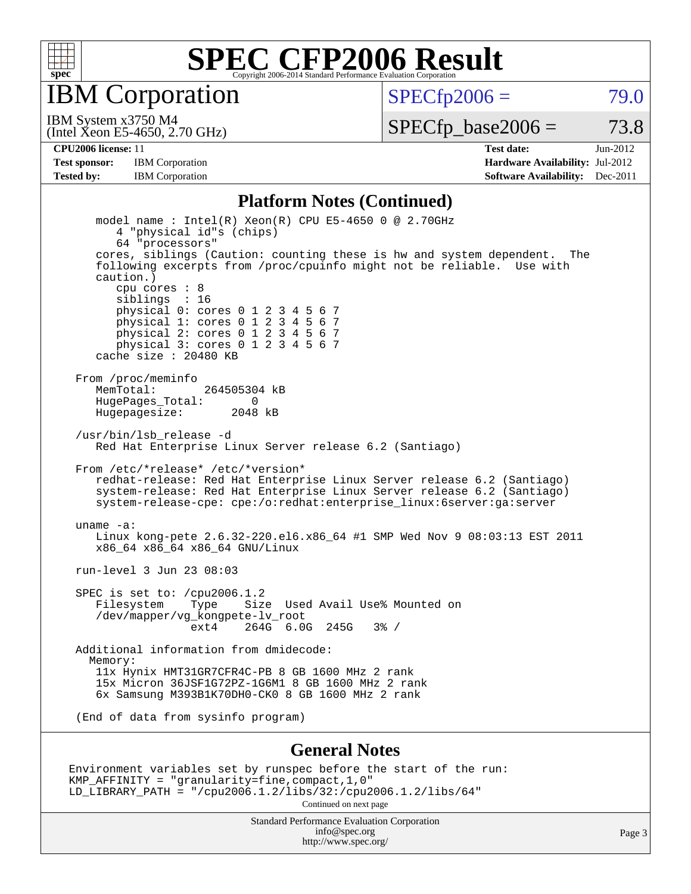# SPEC CFP2006 Result

Copyright 2006-2014 Standard Performance Evaluation Corporation

## IBM Corporation

IBM System x3750 M4
(Intel Xeon E5-4650, 2.70 GHz)

SPECfp2006 = 79.0

SPECfp_base2006 = 73.8

| | | | |
|---|---|---|---|
| **CPU2006 license:** 11 | | **Test date:** | Jun-2012 |
| **Test sponsor:** | IBM Corporation | **Hardware Availability:** | Jul-2012 |
| **Tested by:** | IBM Corporation | **Software Availability:** | Dec-2011 |

### Platform Notes (Continued)

```
   model name : Intel(R) Xeon(R) CPU E5-4650 0 @ 2.70GHz
      4 "physical id"s (chips)
      64 "processors"
   cores, siblings (Caution: counting these is hw and system dependent.  The
   following excerpts from /proc/cpuinfo might not be reliable.  Use with
   caution.)
      cpu cores : 8
      siblings  : 16
      physical 0: cores 0 1 2 3 4 5 6 7
      physical 1: cores 0 1 2 3 4 5 6 7
      physical 2: cores 0 1 2 3 4 5 6 7
      physical 3: cores 0 1 2 3 4 5 6 7
   cache size : 20480 KB

From /proc/meminfo
   MemTotal:       264505304 kB
   HugePages_Total:       0
   Hugepagesize:       2048 kB

/usr/bin/lsb_release -d
   Red Hat Enterprise Linux Server release 6.2 (Santiago)

From /etc/*release* /etc/*version*
   redhat-release: Red Hat Enterprise Linux Server release 6.2 (Santiago)
   system-release: Red Hat Enterprise Linux Server release 6.2 (Santiago)
   system-release-cpe: cpe:/o:redhat:enterprise_linux:6server:ga:server

uname -a:
   Linux kong-pete 2.6.32-220.el6.x86_64 #1 SMP Wed Nov 9 08:03:13 EST 2011
   x86_64 x86_64 x86_64 GNU/Linux

run-level 3 Jun 23 08:03

SPEC is set to: /cpu2006.1.2
   Filesystem    Type    Size  Used Avail Use% Mounted on
   /dev/mapper/vg_kongpete-lv_root
                 ext4    264G  6.0G  245G   3% /

Additional information from dmidecode:
  Memory:
   11x Hynix HMT31GR7CFR4C-PB 8 GB 1600 MHz 2 rank
   15x Micron 36JSF1G72PZ-1G6M1 8 GB 1600 MHz 2 rank
   6x Samsung M393B1K70DH0-CK0 8 GB 1600 MHz 2 rank

(End of data from sysinfo program)
```

### General Notes

```
Environment variables set by runspec before the start of the run:
KMP_AFFINITY = "granularity=fine,compact,1,0"
LD_LIBRARY_PATH = "/cpu2006.1.2/libs/32:/cpu2006.1.2/libs/64"
```

Continued on next page

Standard Performance Evaluation Corporation
info@spec.org
http://www.spec.org/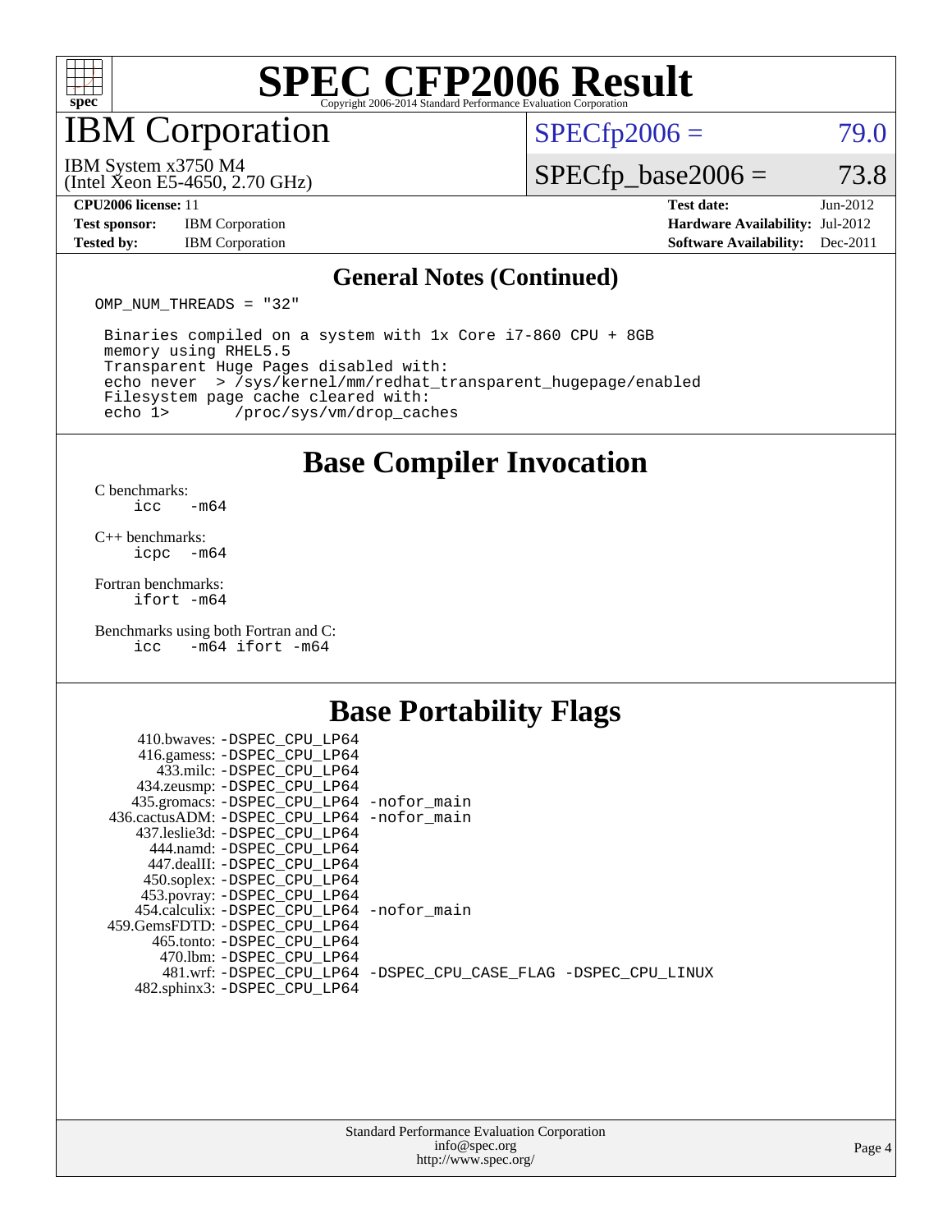# SPEC CFP2006 Result

Copyright 2006-2014 Standard Performance Evaluation Corporation

## IBM Corporation

IBM System x3750 M4
(Intel Xeon E5-4650, 2.70 GHz)

SPECfp2006 = 79.0

SPECfp_base2006 = 73.8

| | | | |
|---|---|---|---|
| **CPU2006 license:** 11 | | **Test date:** | Jun-2012 |
| **Test sponsor:** | IBM Corporation | **Hardware Availability:** | Jul-2012 |
| **Tested by:** | IBM Corporation | **Software Availability:** | Dec-2011 |

### General Notes (Continued)

```
OMP_NUM_THREADS = "32"

 Binaries compiled on a system with 1x Core i7-860 CPU + 8GB
 memory using RHEL5.5
 Transparent Huge Pages disabled with:
 echo never  > /sys/kernel/mm/redhat_transparent_hugepage/enabled
 Filesystem page cache cleared with:
 echo 1>       /proc/sys/vm/drop_caches
```

## Base Compiler Invocation

C benchmarks:
```
icc   -m64
```

C++ benchmarks:
```
icpc  -m64
```

Fortran benchmarks:
```
ifort -m64
```

Benchmarks using both Fortran and C:
```
icc   -m64 ifort -m64
```

## Base Portability Flags

| Benchmark | Flags |
|---|---|
| 410.bwaves: | -DSPEC_CPU_LP64 |
| 416.gamess: | -DSPEC_CPU_LP64 |
| 433.milc: | -DSPEC_CPU_LP64 |
| 434.zeusmp: | -DSPEC_CPU_LP64 |
| 435.gromacs: | -DSPEC_CPU_LP64 -nofor_main |
| 436.cactusADM: | -DSPEC_CPU_LP64 -nofor_main |
| 437.leslie3d: | -DSPEC_CPU_LP64 |
| 444.namd: | -DSPEC_CPU_LP64 |
| 447.dealII: | -DSPEC_CPU_LP64 |
| 450.soplex: | -DSPEC_CPU_LP64 |
| 453.povray: | -DSPEC_CPU_LP64 |
| 454.calculix: | -DSPEC_CPU_LP64 -nofor_main |
| 459.GemsFDTD: | -DSPEC_CPU_LP64 |
| 465.tonto: | -DSPEC_CPU_LP64 |
| 470.lbm: | -DSPEC_CPU_LP64 |
| 481.wrf: | -DSPEC_CPU_LP64 -DSPEC_CPU_CASE_FLAG -DSPEC_CPU_LINUX |
| 482.sphinx3: | -DSPEC_CPU_LP64 |

Standard Performance Evaluation Corporation
info@spec.org
http://www.spec.org/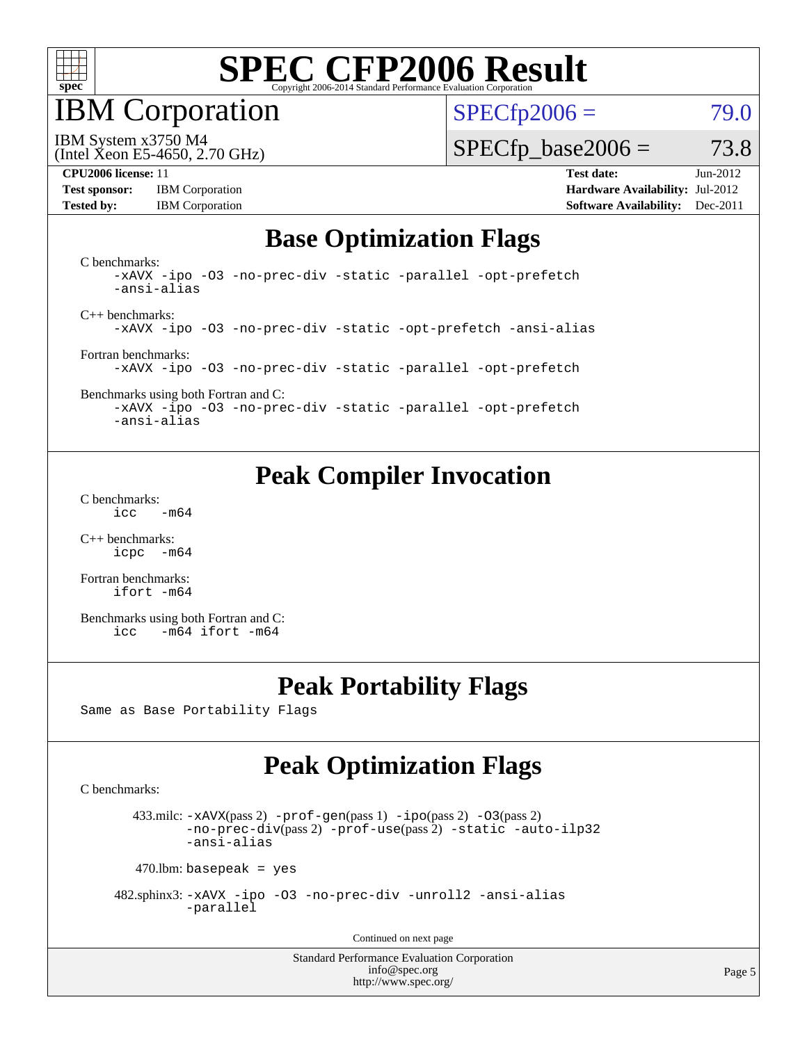# SPEC CFP2006 Result

Copyright 2006-2014 Standard Performance Evaluation Corporation

## IBM Corporation

IBM System x3750 M4
(Intel Xeon E5-4650, 2.70 GHz)

SPECfp2006 = 79.0

SPECfp_base2006 = 73.8

**CPU2006 license:** 11
**Test sponsor:** IBM Corporation
**Tested by:** IBM Corporation

**Test date:** Jun-2012
**Hardware Availability:** Jul-2012
**Software Availability:** Dec-2011

## Base Optimization Flags

C benchmarks:

```
-xAVX -ipo -O3 -no-prec-div -static -parallel -opt-prefetch
-ansi-alias
```

C++ benchmarks:

```
-xAVX -ipo -O3 -no-prec-div -static -opt-prefetch -ansi-alias
```

Fortran benchmarks:

```
-xAVX -ipo -O3 -no-prec-div -static -parallel -opt-prefetch
```

Benchmarks using both Fortran and C:

```
-xAVX -ipo -O3 -no-prec-div -static -parallel -opt-prefetch
-ansi-alias
```

## Peak Compiler Invocation

C benchmarks:

```
icc   -m64
```

C++ benchmarks:

```
icpc  -m64
```

Fortran benchmarks:

```
ifort -m64
```

Benchmarks using both Fortran and C:

```
icc   -m64 ifort -m64
```

## Peak Portability Flags

Same as Base Portability Flags

## Peak Optimization Flags

C benchmarks:

433.milc: -xAVX(pass 2) -prof-gen(pass 1) -ipo(pass 2) -O3(pass 2) -no-prec-div(pass 2) -prof-use(pass 2) -static -auto-ilp32 -ansi-alias

470.lbm: basepeak = yes

482.sphinx3: -xAVX -ipo -O3 -no-prec-div -unroll2 -ansi-alias -parallel

Continued on next page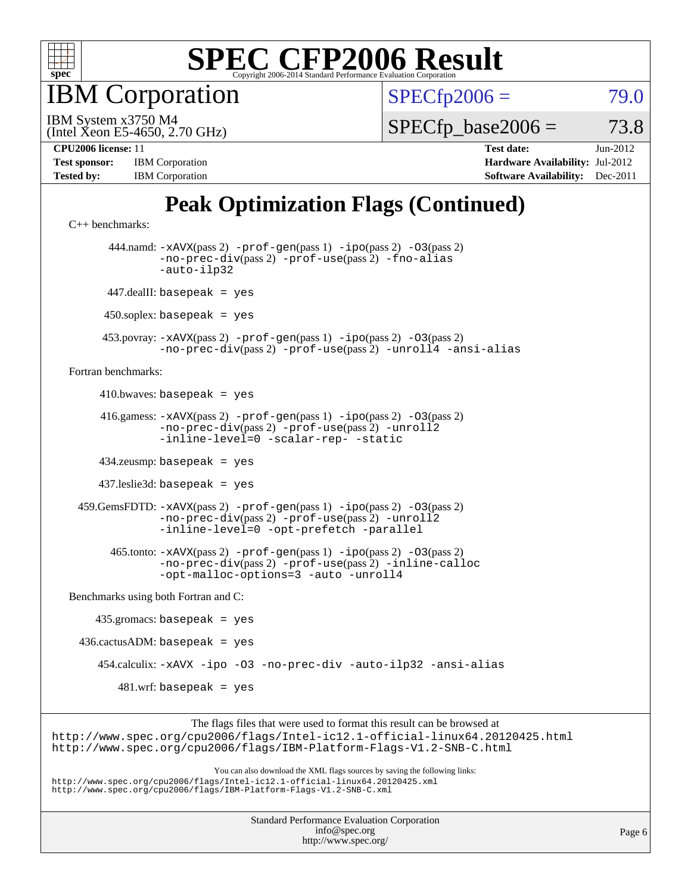# SPEC CFP2006 Result

Copyright 2006-2014 Standard Performance Evaluation Corporation

## IBM Corporation

IBM System x3750 M4
(Intel Xeon E5-4650, 2.70 GHz)

SPECfp2006 = 79.0

SPECfp_base2006 = 73.8

**CPU2006 license:** 11
**Test sponsor:** IBM Corporation
**Tested by:** IBM Corporation

**Test date:** Jun-2012
**Hardware Availability:** Jul-2012
**Software Availability:** Dec-2011

# Peak Optimization Flags (Continued)

C++ benchmarks:

444.namd: `-xAVX`(pass 2) `-prof-gen`(pass 1) `-ipo`(pass 2) `-O3`(pass 2) `-no-prec-div`(pass 2) `-prof-use`(pass 2) `-fno-alias` `-auto-ilp32`

447.dealII: `basepeak = yes`

450.soplex: `basepeak = yes`

453.povray: `-xAVX`(pass 2) `-prof-gen`(pass 1) `-ipo`(pass 2) `-O3`(pass 2) `-no-prec-div`(pass 2) `-prof-use`(pass 2) `-unroll4` `-ansi-alias`

Fortran benchmarks:

410.bwaves: `basepeak = yes`

416.gamess: `-xAVX`(pass 2) `-prof-gen`(pass 1) `-ipo`(pass 2) `-O3`(pass 2) `-no-prec-div`(pass 2) `-prof-use`(pass 2) `-unroll2` `-inline-level=0` `-scalar-rep-` `-static`

434.zeusmp: `basepeak = yes`

437.leslie3d: `basepeak = yes`

459.GemsFDTD: `-xAVX`(pass 2) `-prof-gen`(pass 1) `-ipo`(pass 2) `-O3`(pass 2) `-no-prec-div`(pass 2) `-prof-use`(pass 2) `-unroll2` `-inline-level=0` `-opt-prefetch` `-parallel`

465.tonto: `-xAVX`(pass 2) `-prof-gen`(pass 1) `-ipo`(pass 2) `-O3`(pass 2) `-no-prec-div`(pass 2) `-prof-use`(pass 2) `-inline-calloc` `-opt-malloc-options=3` `-auto` `-unroll4`

Benchmarks using both Fortran and C:

435.gromacs: `basepeak = yes`

436.cactusADM: `basepeak = yes`

454.calculix: `-xAVX` `-ipo` `-O3` `-no-prec-div` `-auto-ilp32` `-ansi-alias`

481.wrf: `basepeak = yes`

The flags files that were used to format this result can be browsed at
http://www.spec.org/cpu2006/flags/Intel-ic12.1-official-linux64.20120425.html
http://www.spec.org/cpu2006/flags/IBM-Platform-Flags-V1.2-SNB-C.html

You can also download the XML flags sources by saving the following links:
http://www.spec.org/cpu2006/flags/Intel-ic12.1-official-linux64.20120425.xml
http://www.spec.org/cpu2006/flags/IBM-Platform-Flags-V1.2-SNB-C.xml

Standard Performance Evaluation Corporation
info@spec.org
http://www.spec.org/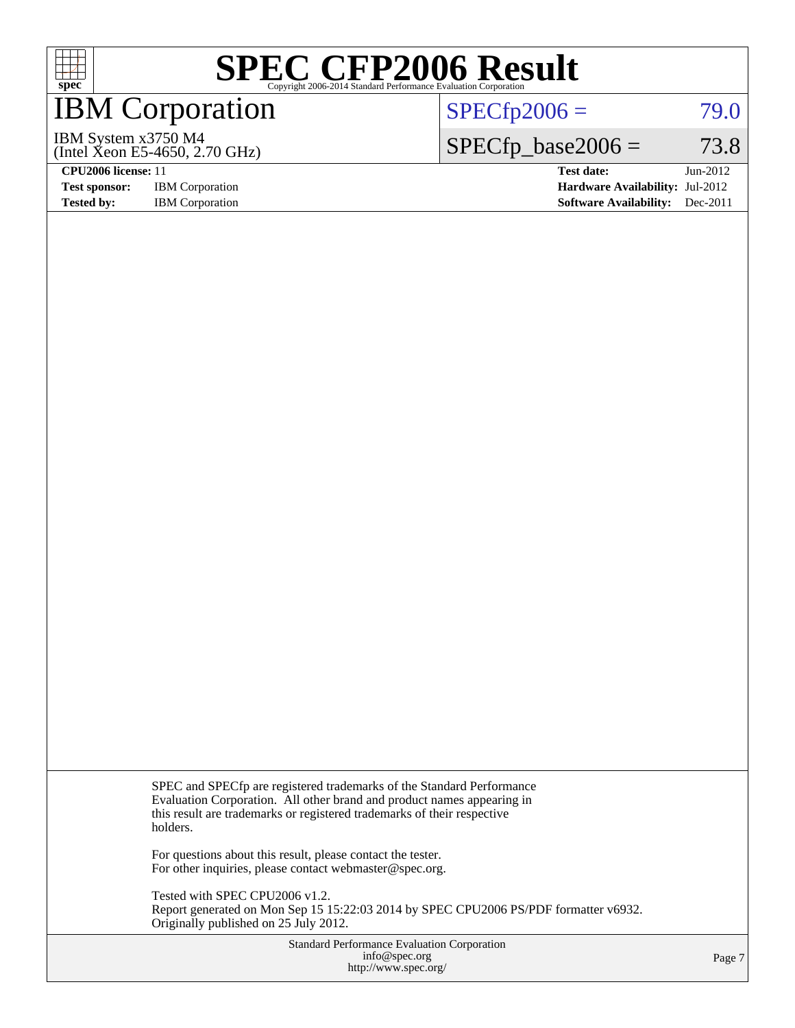# SPEC CFP2006 Result

Copyright 2006-2014 Standard Performance Evaluation Corporation

## IBM Corporation

IBM System x3750 M4
(Intel Xeon E5-4650, 2.70 GHz)

$SPECfp2006 =$ 79.0

$SPECfp\_base2006 =$ 73.8

| | | | |
|---|---|---|---|
| **CPU2006 license:** | 11 | **Test date:** | Jun-2012 |
| **Test sponsor:** | IBM Corporation | **Hardware Availability:** | Jul-2012 |
| **Tested by:** | IBM Corporation | **Software Availability:** | Dec-2011 |

SPEC and SPECfp are registered trademarks of the Standard Performance Evaluation Corporation. All other brand and product names appearing in this result are trademarks or registered trademarks of their respective holders.

For questions about this result, please contact the tester.
For other inquiries, please contact webmaster@spec.org.

Tested with SPEC CPU2006 v1.2.
Report generated on Mon Sep 15 15:22:03 2014 by SPEC CPU2006 PS/PDF formatter v6932.
Originally published on 25 July 2012.

Standard Performance Evaluation Corporation
info@spec.org
http://www.spec.org/